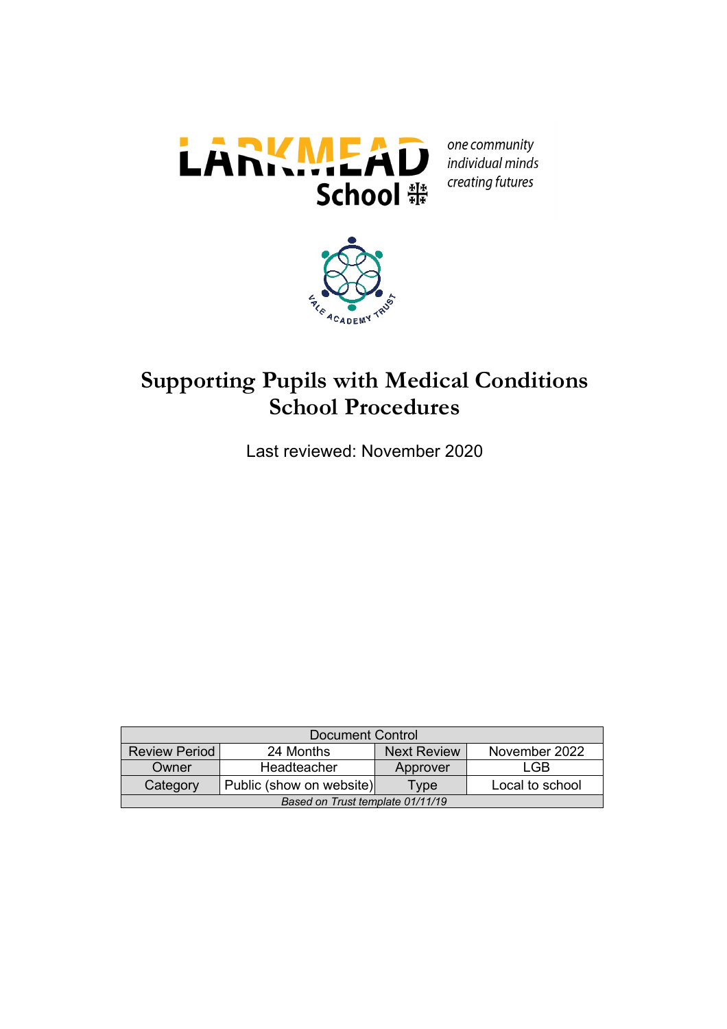one community
individual minds
creating futures

# Supporting Pupils with Medical Conditions School Procedures

Last reviewed: November 2020

| Document Control | | | |
|---|---|---|---|
| Review Period | 24 Months | Next Review | November 2022 |
| Owner | Headteacher | Approver | LGB |
| Category | Public (show on website) | Type | Local to school |
| *Based on Trust template 01/11/19* | | | |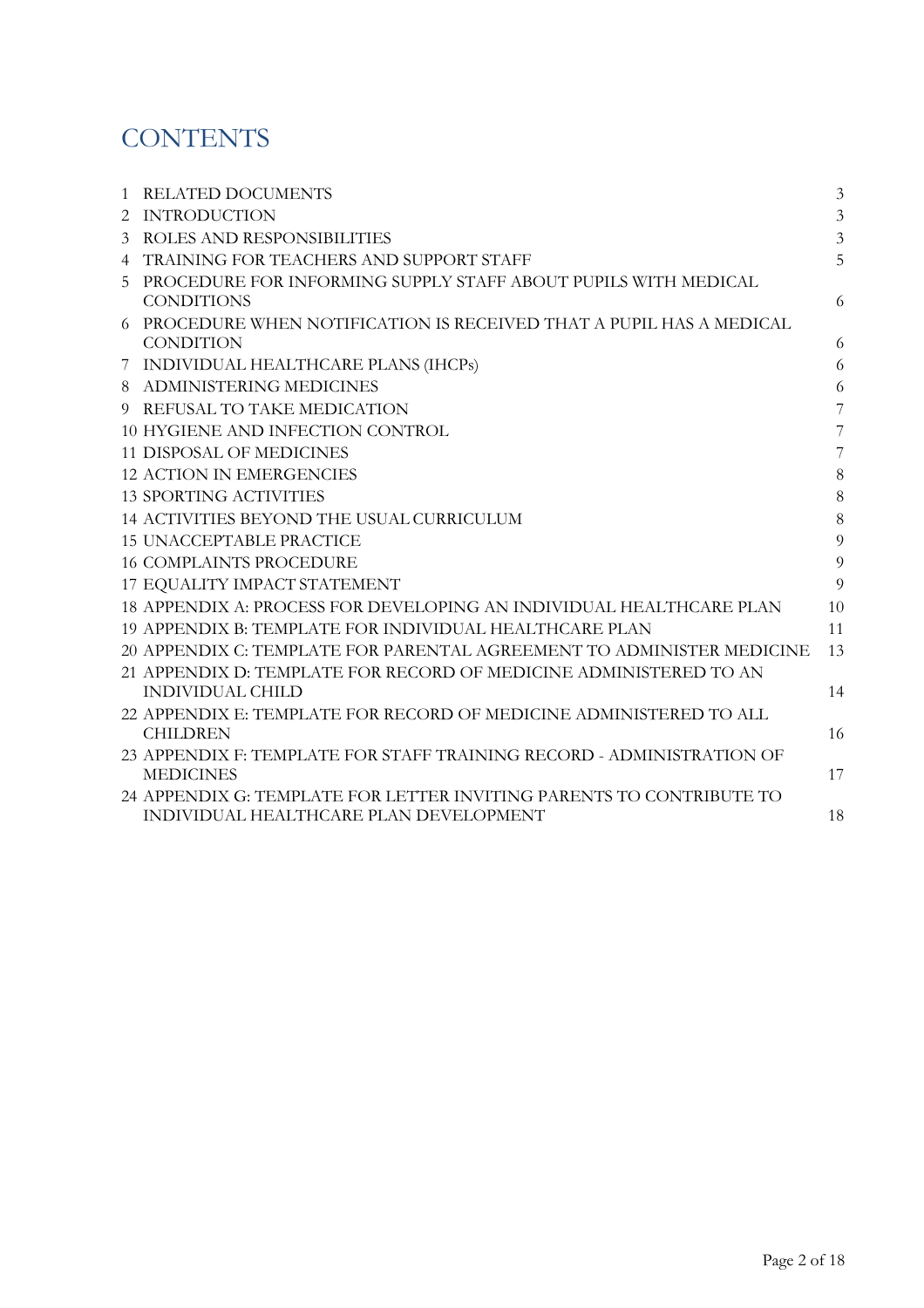# CONTENTS

| | | |
|---|---|---|
| 1 | RELATED DOCUMENTS | 3 |
| 2 | INTRODUCTION | 3 |
| 3 | ROLES AND RESPONSIBILITIES | 3 |
| 4 | TRAINING FOR TEACHERS AND SUPPORT STAFF | 5 |
| 5 | PROCEDURE FOR INFORMING SUPPLY STAFF ABOUT PUPILS WITH MEDICAL CONDITIONS | 6 |
| 6 | PROCEDURE WHEN NOTIFICATION IS RECEIVED THAT A PUPIL HAS A MEDICAL CONDITION | 6 |
| 7 | INDIVIDUAL HEALTHCARE PLANS (IHCPs) | 6 |
| 8 | ADMINISTERING MEDICINES | 6 |
| 9 | REFUSAL TO TAKE MEDICATION | 7 |
| 10 | HYGIENE AND INFECTION CONTROL | 7 |
| 11 | DISPOSAL OF MEDICINES | 7 |
| 12 | ACTION IN EMERGENCIES | 8 |
| 13 | SPORTING ACTIVITIES | 8 |
| 14 | ACTIVITIES BEYOND THE USUAL CURRICULUM | 8 |
| 15 | UNACCEPTABLE PRACTICE | 9 |
| 16 | COMPLAINTS PROCEDURE | 9 |
| 17 | EQUALITY IMPACT STATEMENT | 9 |
| 18 | APPENDIX A: PROCESS FOR DEVELOPING AN INDIVIDUAL HEALTHCARE PLAN | 10 |
| 19 | APPENDIX B: TEMPLATE FOR INDIVIDUAL HEALTHCARE PLAN | 11 |
| 20 | APPENDIX C: TEMPLATE FOR PARENTAL AGREEMENT TO ADMINISTER MEDICINE | 13 |
| 21 | APPENDIX D: TEMPLATE FOR RECORD OF MEDICINE ADMINISTERED TO AN INDIVIDUAL CHILD | 14 |
| 22 | APPENDIX E: TEMPLATE FOR RECORD OF MEDICINE ADMINISTERED TO ALL CHILDREN | 16 |
| 23 | APPENDIX F: TEMPLATE FOR STAFF TRAINING RECORD - ADMINISTRATION OF MEDICINES | 17 |
| 24 | APPENDIX G: TEMPLATE FOR LETTER INVITING PARENTS TO CONTRIBUTE TO INDIVIDUAL HEALTHCARE PLAN DEVELOPMENT | 18 |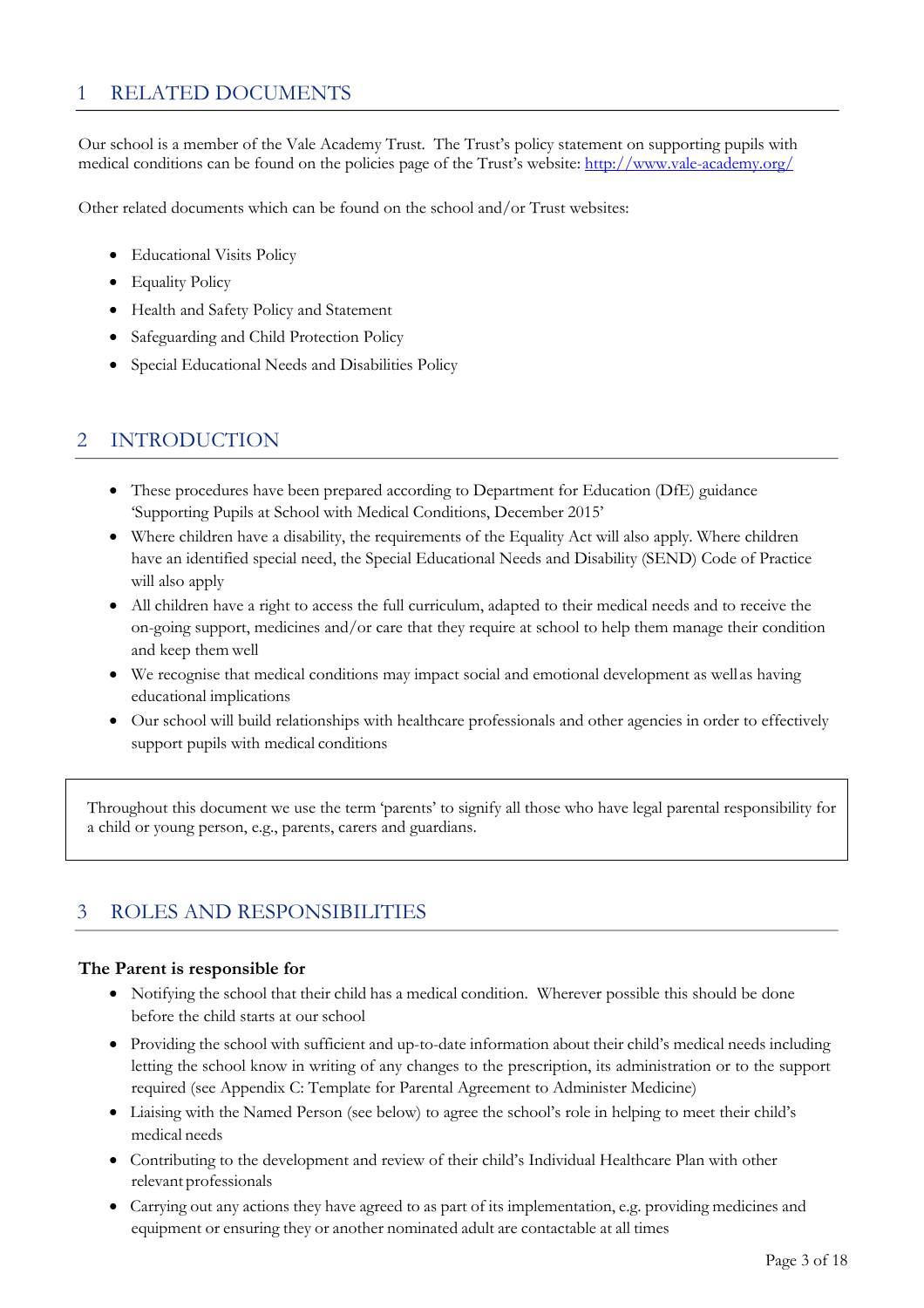## 1 RELATED DOCUMENTS

Our school is a member of the Vale Academy Trust. The Trust's policy statement on supporting pupils with medical conditions can be found on the policies page of the Trust's website: http://www.vale-academy.org/

Other related documents which can be found on the school and/or Trust websites:

- Educational Visits Policy
- Equality Policy
- Health and Safety Policy and Statement
- Safeguarding and Child Protection Policy
- Special Educational Needs and Disabilities Policy

## 2 INTRODUCTION

- These procedures have been prepared according to Department for Education (DfE) guidance 'Supporting Pupils at School with Medical Conditions, December 2015'
- Where children have a disability, the requirements of the Equality Act will also apply. Where children have an identified special need, the Special Educational Needs and Disability (SEND) Code of Practice will also apply
- All children have a right to access the full curriculum, adapted to their medical needs and to receive the on-going support, medicines and/or care that they require at school to help them manage their condition and keep them well
- We recognise that medical conditions may impact social and emotional development as well as having educational implications
- Our school will build relationships with healthcare professionals and other agencies in order to effectively support pupils with medical conditions

Throughout this document we use the term 'parents' to signify all those who have legal parental responsibility for a child or young person, e.g., parents, carers and guardians.

## 3 ROLES AND RESPONSIBILITIES

**The Parent is responsible for**

- Notifying the school that their child has a medical condition. Wherever possible this should be done before the child starts at our school
- Providing the school with sufficient and up-to-date information about their child's medical needs including letting the school know in writing of any changes to the prescription, its administration or to the support required (see Appendix C: Template for Parental Agreement to Administer Medicine)
- Liaising with the Named Person (see below) to agree the school's role in helping to meet their child's medical needs
- Contributing to the development and review of their child's Individual Healthcare Plan with other relevant professionals
- Carrying out any actions they have agreed to as part of its implementation, e.g. providing medicines and equipment or ensuring they or another nominated adult are contactable at all times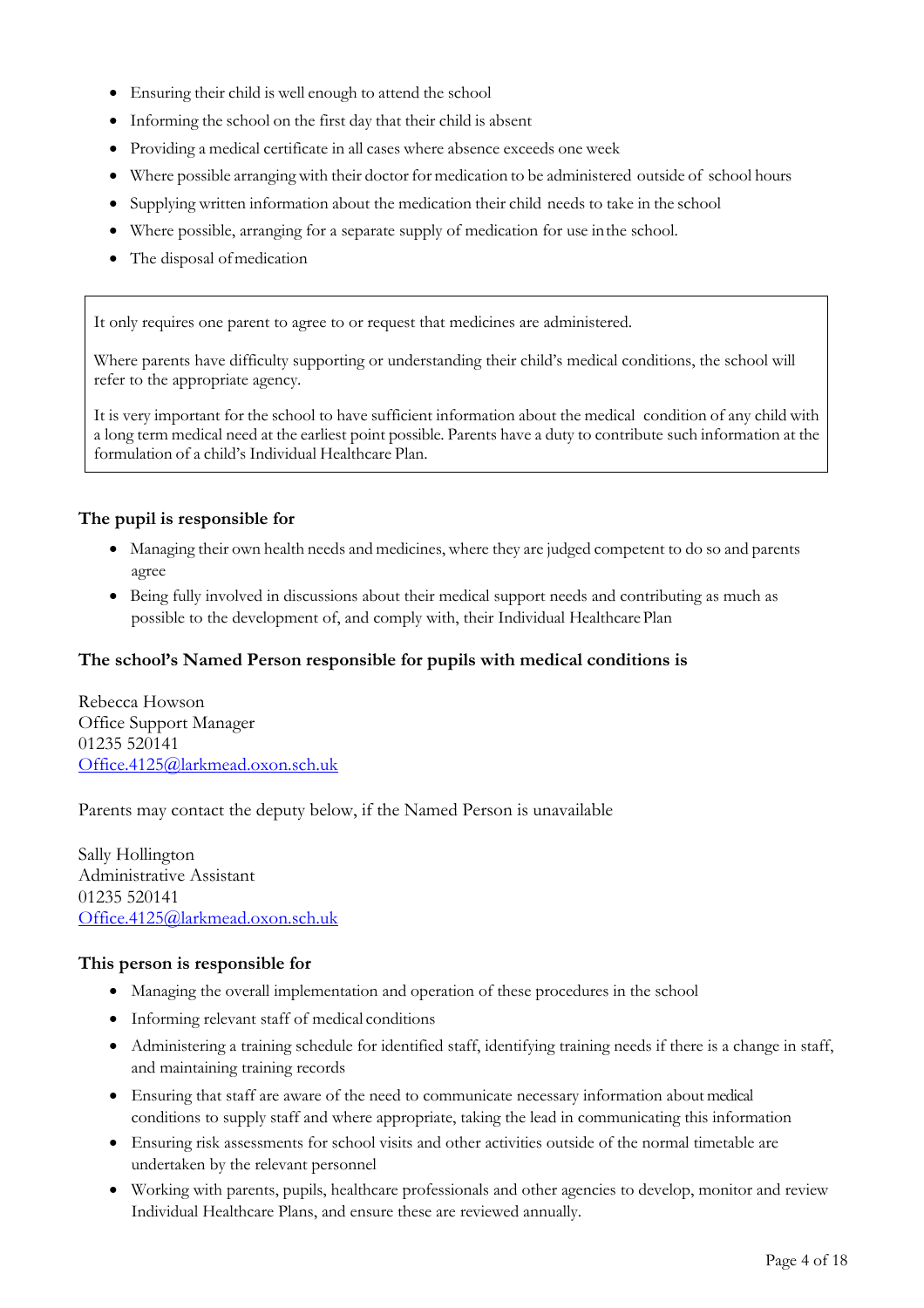- Ensuring their child is well enough to attend the school
- Informing the school on the first day that their child is absent
- Providing a medical certificate in all cases where absence exceeds one week
- Where possible arranging with their doctor for medication to be administered outside of school hours
- Supplying written information about the medication their child needs to take in the school
- Where possible, arranging for a separate supply of medication for use in the school.
- The disposal of medication

> It only requires one parent to agree to or request that medicines are administered.
>
> Where parents have difficulty supporting or understanding their child's medical conditions, the school will refer to the appropriate agency.
>
> It is very important for the school to have sufficient information about the medical condition of any child with a long term medical need at the earliest point possible. Parents have a duty to contribute such information at the formulation of a child's Individual Healthcare Plan.

**The pupil is responsible for**

- Managing their own health needs and medicines, where they are judged competent to do so and parents agree
- Being fully involved in discussions about their medical support needs and contributing as much as possible to the development of, and comply with, their Individual Healthcare Plan

**The school's Named Person responsible for pupils with medical conditions is**

Rebecca Howson
Office Support Manager
01235 520141
[Office.4125@larkmead.oxon.sch.uk](mailto:Office.4125@larkmead.oxon.sch.uk)

Parents may contact the deputy below, if the Named Person is unavailable

Sally Hollington
Administrative Assistant
01235 520141
[Office.4125@larkmead.oxon.sch.uk](mailto:Office.4125@larkmead.oxon.sch.uk)

**This person is responsible for**

- Managing the overall implementation and operation of these procedures in the school
- Informing relevant staff of medical conditions
- Administering a training schedule for identified staff, identifying training needs if there is a change in staff, and maintaining training records
- Ensuring that staff are aware of the need to communicate necessary information about medical conditions to supply staff and where appropriate, taking the lead in communicating this information
- Ensuring risk assessments for school visits and other activities outside of the normal timetable are undertaken by the relevant personnel
- Working with parents, pupils, healthcare professionals and other agencies to develop, monitor and review Individual Healthcare Plans, and ensure these are reviewed annually.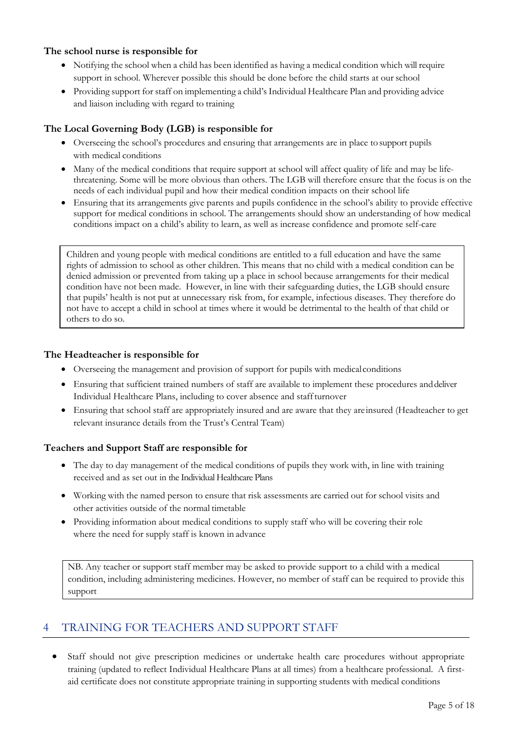**The school nurse is responsible for**

- Notifying the school when a child has been identified as having a medical condition which will require support in school. Wherever possible this should be done before the child starts at our school
- Providing support for staff on implementing a child's Individual Healthcare Plan and providing advice and liaison including with regard to training

**The Local Governing Body (LGB) is responsible for**

- Overseeing the school's procedures and ensuring that arrangements are in place to support pupils with medical conditions
- Many of the medical conditions that require support at school will affect quality of life and may be life-threatening. Some will be more obvious than others. The LGB will therefore ensure that the focus is on the needs of each individual pupil and how their medical condition impacts on their school life
- Ensuring that its arrangements give parents and pupils confidence in the school's ability to provide effective support for medical conditions in school. The arrangements should show an understanding of how medical conditions impact on a child's ability to learn, as well as increase confidence and promote self-care

> Children and young people with medical conditions are entitled to a full education and have the same rights of admission to school as other children. This means that no child with a medical condition can be denied admission or prevented from taking up a place in school because arrangements for their medical condition have not been made. However, in line with their safeguarding duties, the LGB should ensure that pupils' health is not put at unnecessary risk from, for example, infectious diseases. They therefore do not have to accept a child in school at times where it would be detrimental to the health of that child or others to do so.

**The Headteacher is responsible for**

- Overseeing the management and provision of support for pupils with medical conditions
- Ensuring that sufficient trained numbers of staff are available to implement these procedures and deliver Individual Healthcare Plans, including to cover absence and staff turnover
- Ensuring that school staff are appropriately insured and are aware that they are insured (Headteacher to get relevant insurance details from the Trust's Central Team)

**Teachers and Support Staff are responsible for**

- The day to day management of the medical conditions of pupils they work with, in line with training received and as set out in the Individual Healthcare Plans
- Working with the named person to ensure that risk assessments are carried out for school visits and other activities outside of the normal timetable
- Providing information about medical conditions to supply staff who will be covering their role where the need for supply staff is known in advance

> NB. Any teacher or support staff member may be asked to provide support to a child with a medical condition, including administering medicines. However, no member of staff can be required to provide this support

## 4 TRAINING FOR TEACHERS AND SUPPORT STAFF

- Staff should not give prescription medicines or undertake health care procedures without appropriate training (updated to reflect Individual Healthcare Plans at all times) from a healthcare professional. A first-aid certificate does not constitute appropriate training in supporting students with medical conditions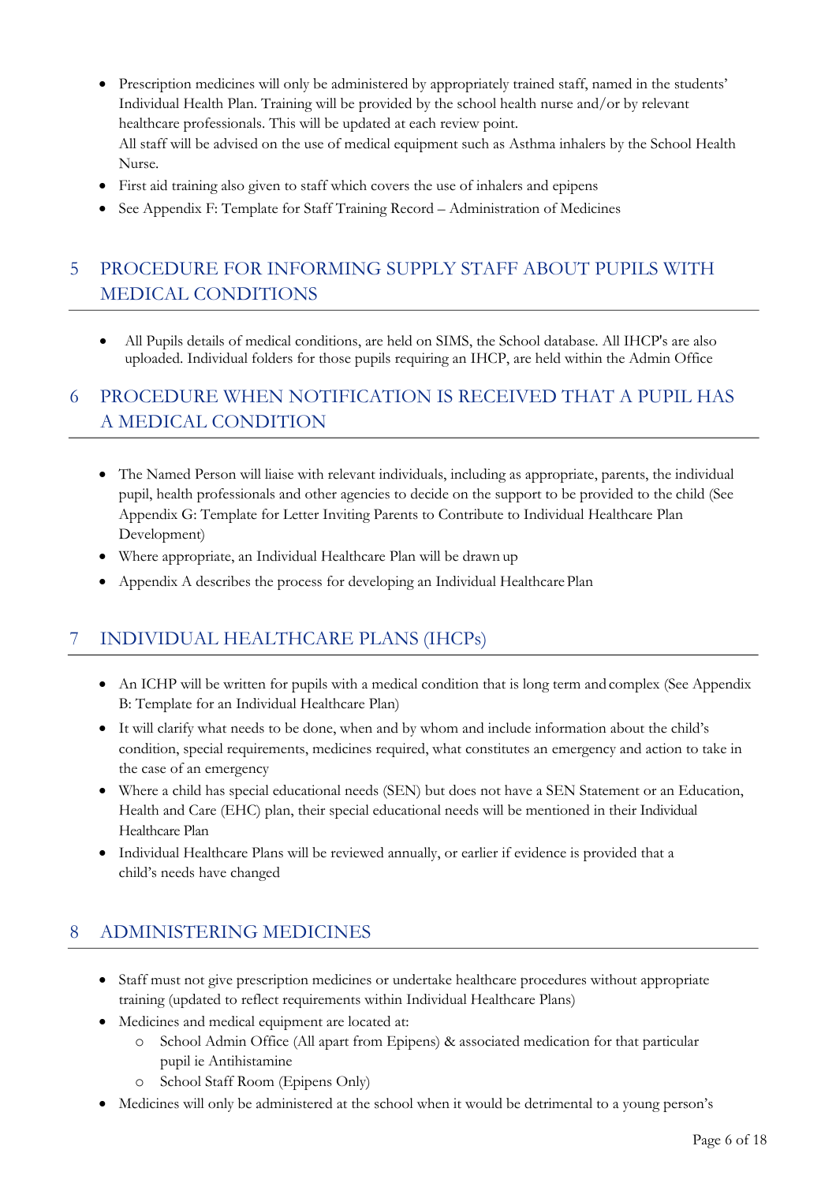- Prescription medicines will only be administered by appropriately trained staff, named in the students' Individual Health Plan. Training will be provided by the school health nurse and/or by relevant healthcare professionals. This will be updated at each review point.
  All staff will be advised on the use of medical equipment such as Asthma inhalers by the School Health Nurse.
- First aid training also given to staff which covers the use of inhalers and epipens
- See Appendix F: Template for Staff Training Record – Administration of Medicines

## 5 PROCEDURE FOR INFORMING SUPPLY STAFF ABOUT PUPILS WITH MEDICAL CONDITIONS

- All Pupils details of medical conditions, are held on SIMS, the School database. All IHCP's are also uploaded. Individual folders for those pupils requiring an IHCP, are held within the Admin Office

## 6 PROCEDURE WHEN NOTIFICATION IS RECEIVED THAT A PUPIL HAS A MEDICAL CONDITION

- The Named Person will liaise with relevant individuals, including as appropriate, parents, the individual pupil, health professionals and other agencies to decide on the support to be provided to the child (See Appendix G: Template for Letter Inviting Parents to Contribute to Individual Healthcare Plan Development)
- Where appropriate, an Individual Healthcare Plan will be drawn up
- Appendix A describes the process for developing an Individual Healthcare Plan

## 7 INDIVIDUAL HEALTHCARE PLANS (IHCPs)

- An ICHP will be written for pupils with a medical condition that is long term and complex (See Appendix B: Template for an Individual Healthcare Plan)
- It will clarify what needs to be done, when and by whom and include information about the child's condition, special requirements, medicines required, what constitutes an emergency and action to take in the case of an emergency
- Where a child has special educational needs (SEN) but does not have a SEN Statement or an Education, Health and Care (EHC) plan, their special educational needs will be mentioned in their Individual Healthcare Plan
- Individual Healthcare Plans will be reviewed annually, or earlier if evidence is provided that a child's needs have changed

## 8 ADMINISTERING MEDICINES

- Staff must not give prescription medicines or undertake healthcare procedures without appropriate training (updated to reflect requirements within Individual Healthcare Plans)
- Medicines and medical equipment are located at:
  - School Admin Office (All apart from Epipens) & associated medication for that particular pupil ie Antihistamine
  - School Staff Room (Epipens Only)
- Medicines will only be administered at the school when it would be detrimental to a young person's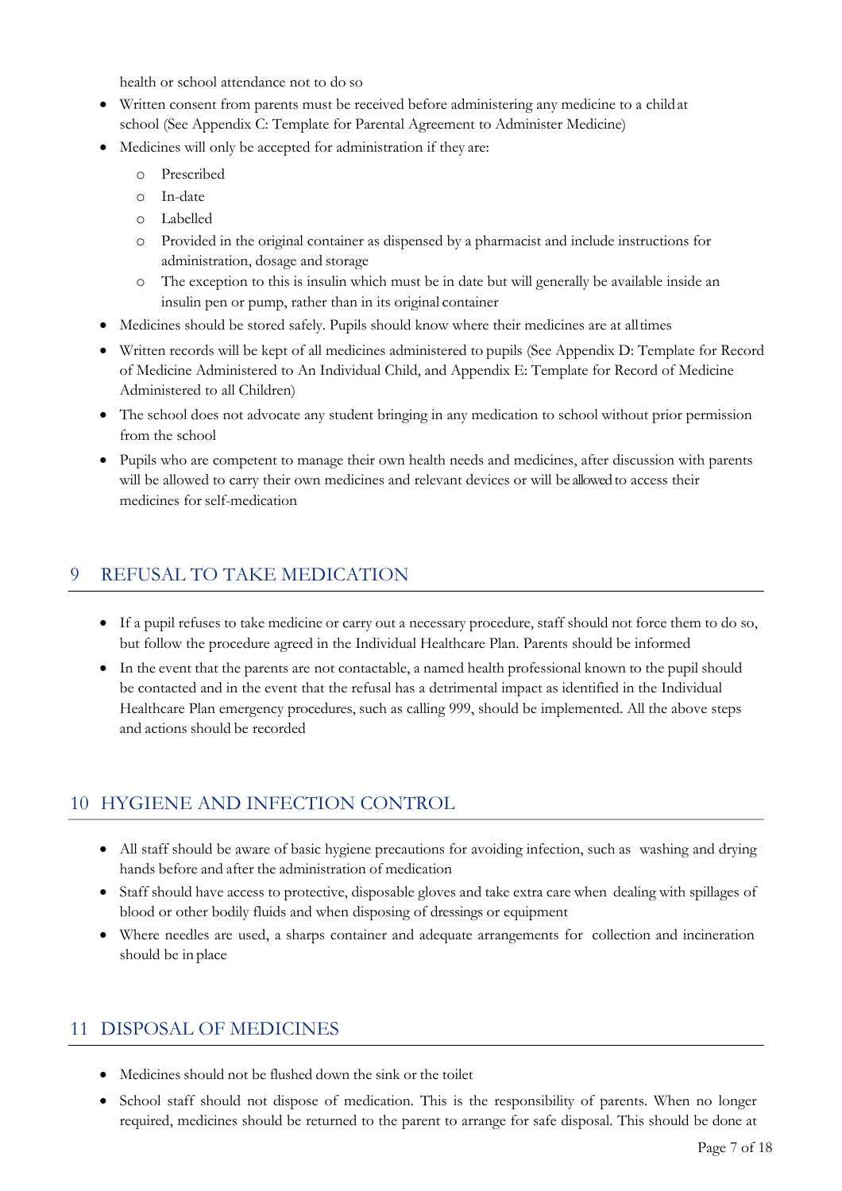health or school attendance not to do so

- Written consent from parents must be received before administering any medicine to a child at school (See Appendix C: Template for Parental Agreement to Administer Medicine)
- Medicines will only be accepted for administration if they are:
  - Prescribed
  - In-date
  - Labelled
  - Provided in the original container as dispensed by a pharmacist and include instructions for administration, dosage and storage
  - The exception to this is insulin which must be in date but will generally be available inside an insulin pen or pump, rather than in its original container
- Medicines should be stored safely. Pupils should know where their medicines are at all times
- Written records will be kept of all medicines administered to pupils (See Appendix D: Template for Record of Medicine Administered to An Individual Child, and Appendix E: Template for Record of Medicine Administered to all Children)
- The school does not advocate any student bringing in any medication to school without prior permission from the school
- Pupils who are competent to manage their own health needs and medicines, after discussion with parents will be allowed to carry their own medicines and relevant devices or will be allowed to access their medicines for self-medication

## 9 REFUSAL TO TAKE MEDICATION

- If a pupil refuses to take medicine or carry out a necessary procedure, staff should not force them to do so, but follow the procedure agreed in the Individual Healthcare Plan. Parents should be informed
- In the event that the parents are not contactable, a named health professional known to the pupil should be contacted and in the event that the refusal has a detrimental impact as identified in the Individual Healthcare Plan emergency procedures, such as calling 999, should be implemented. All the above steps and actions should be recorded

## 10 HYGIENE AND INFECTION CONTROL

- All staff should be aware of basic hygiene precautions for avoiding infection, such as washing and drying hands before and after the administration of medication
- Staff should have access to protective, disposable gloves and take extra care when dealing with spillages of blood or other bodily fluids and when disposing of dressings or equipment
- Where needles are used, a sharps container and adequate arrangements for collection and incineration should be in place

## 11 DISPOSAL OF MEDICINES

- Medicines should not be flushed down the sink or the toilet
- School staff should not dispose of medication. This is the responsibility of parents. When no longer required, medicines should be returned to the parent to arrange for safe disposal. This should be done at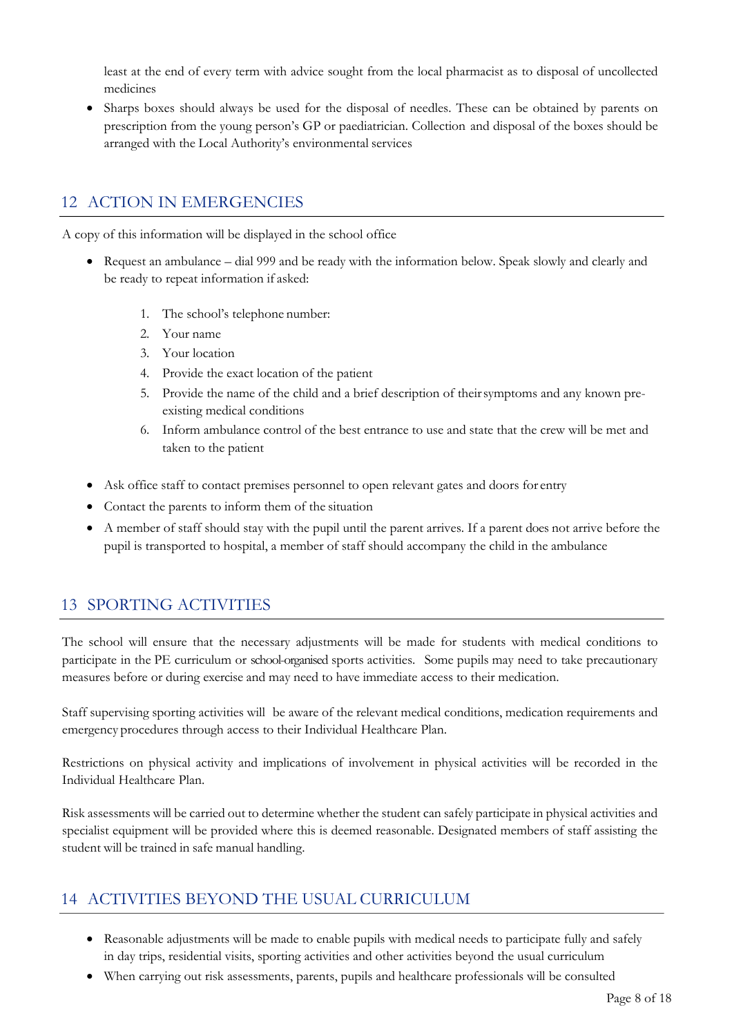least at the end of every term with advice sought from the local pharmacist as to disposal of uncollected medicines

- Sharps boxes should always be used for the disposal of needles. These can be obtained by parents on prescription from the young person's GP or paediatrician. Collection and disposal of the boxes should be arranged with the Local Authority's environmental services

## 12 ACTION IN EMERGENCIES

A copy of this information will be displayed in the school office

- Request an ambulance – dial 999 and be ready with the information below. Speak slowly and clearly and be ready to repeat information if asked:

    1. The school's telephone number:
    2. Your name
    3. Your location
    4. Provide the exact location of the patient
    5. Provide the name of the child and a brief description of their symptoms and any known pre-existing medical conditions
    6. Inform ambulance control of the best entrance to use and state that the crew will be met and taken to the patient

- Ask office staff to contact premises personnel to open relevant gates and doors for entry
- Contact the parents to inform them of the situation
- A member of staff should stay with the pupil until the parent arrives. If a parent does not arrive before the pupil is transported to hospital, a member of staff should accompany the child in the ambulance

## 13 SPORTING ACTIVITIES

The school will ensure that the necessary adjustments will be made for students with medical conditions to participate in the PE curriculum or school-organised sports activities. Some pupils may need to take precautionary measures before or during exercise and may need to have immediate access to their medication.

Staff supervising sporting activities will be aware of the relevant medical conditions, medication requirements and emergency procedures through access to their Individual Healthcare Plan.

Restrictions on physical activity and implications of involvement in physical activities will be recorded in the Individual Healthcare Plan.

Risk assessments will be carried out to determine whether the student can safely participate in physical activities and specialist equipment will be provided where this is deemed reasonable. Designated members of staff assisting the student will be trained in safe manual handling.

## 14 ACTIVITIES BEYOND THE USUAL CURRICULUM

- Reasonable adjustments will be made to enable pupils with medical needs to participate fully and safely in day trips, residential visits, sporting activities and other activities beyond the usual curriculum
- When carrying out risk assessments, parents, pupils and healthcare professionals will be consulted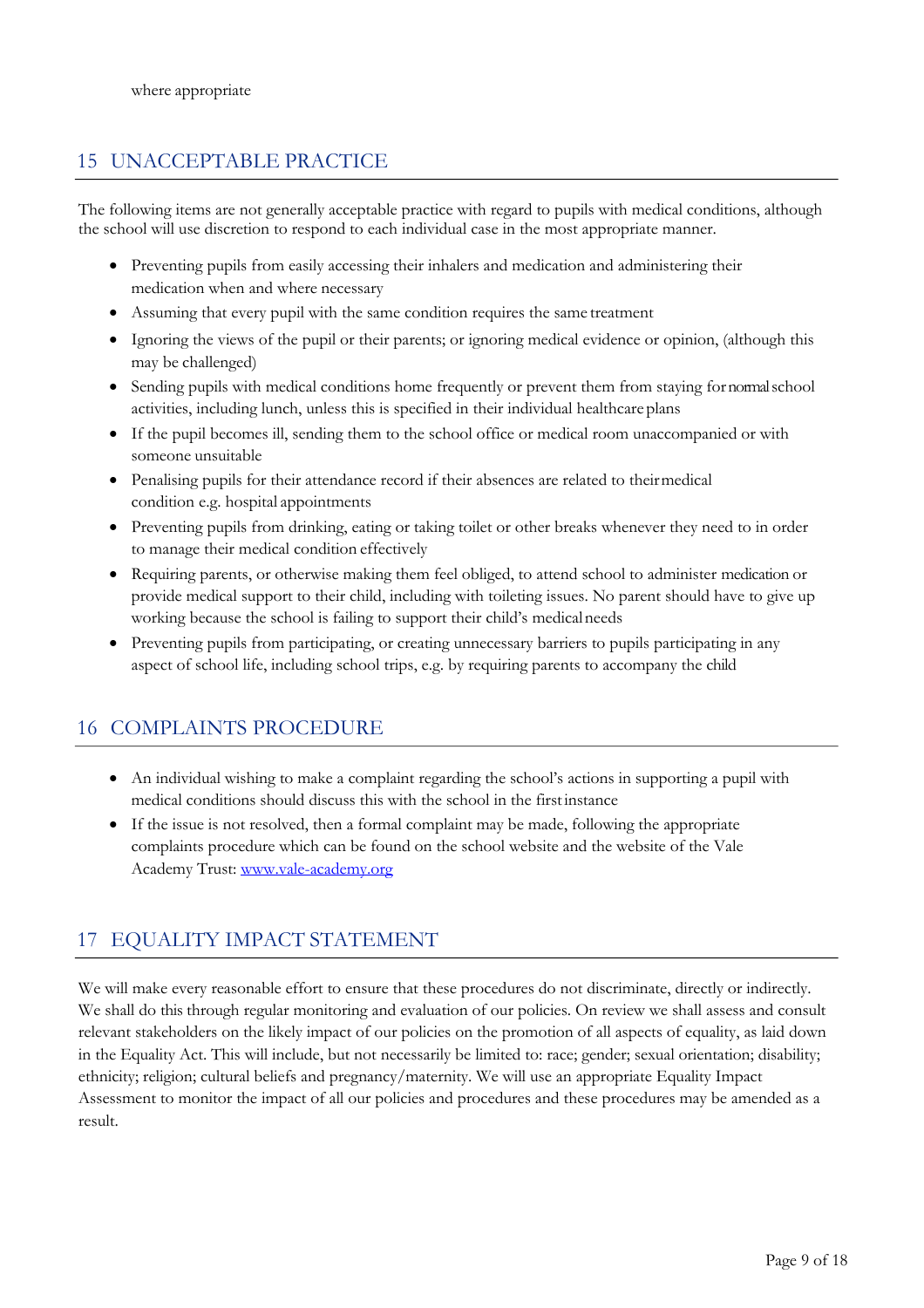where appropriate

## 15 UNACCEPTABLE PRACTICE

The following items are not generally acceptable practice with regard to pupils with medical conditions, although the school will use discretion to respond to each individual case in the most appropriate manner.

- Preventing pupils from easily accessing their inhalers and medication and administering their medication when and where necessary
- Assuming that every pupil with the same condition requires the same treatment
- Ignoring the views of the pupil or their parents; or ignoring medical evidence or opinion, (although this may be challenged)
- Sending pupils with medical conditions home frequently or prevent them from staying for normal school activities, including lunch, unless this is specified in their individual healthcare plans
- If the pupil becomes ill, sending them to the school office or medical room unaccompanied or with someone unsuitable
- Penalising pupils for their attendance record if their absences are related to their medical condition e.g. hospital appointments
- Preventing pupils from drinking, eating or taking toilet or other breaks whenever they need to in order to manage their medical condition effectively
- Requiring parents, or otherwise making them feel obliged, to attend school to administer medication or provide medical support to their child, including with toileting issues. No parent should have to give up working because the school is failing to support their child's medical needs
- Preventing pupils from participating, or creating unnecessary barriers to pupils participating in any aspect of school life, including school trips, e.g. by requiring parents to accompany the child

## 16 COMPLAINTS PROCEDURE

- An individual wishing to make a complaint regarding the school's actions in supporting a pupil with medical conditions should discuss this with the school in the first instance
- If the issue is not resolved, then a formal complaint may be made, following the appropriate complaints procedure which can be found on the school website and the website of the Vale Academy Trust: [www.vale-academy.org](www.vale-academy.org)

## 17 EQUALITY IMPACT STATEMENT

We will make every reasonable effort to ensure that these procedures do not discriminate, directly or indirectly. We shall do this through regular monitoring and evaluation of our policies. On review we shall assess and consult relevant stakeholders on the likely impact of our policies on the promotion of all aspects of equality, as laid down in the Equality Act. This will include, but not necessarily be limited to: race; gender; sexual orientation; disability; ethnicity; religion; cultural beliefs and pregnancy/maternity. We will use an appropriate Equality Impact Assessment to monitor the impact of all our policies and procedures and these procedures may be amended as a result.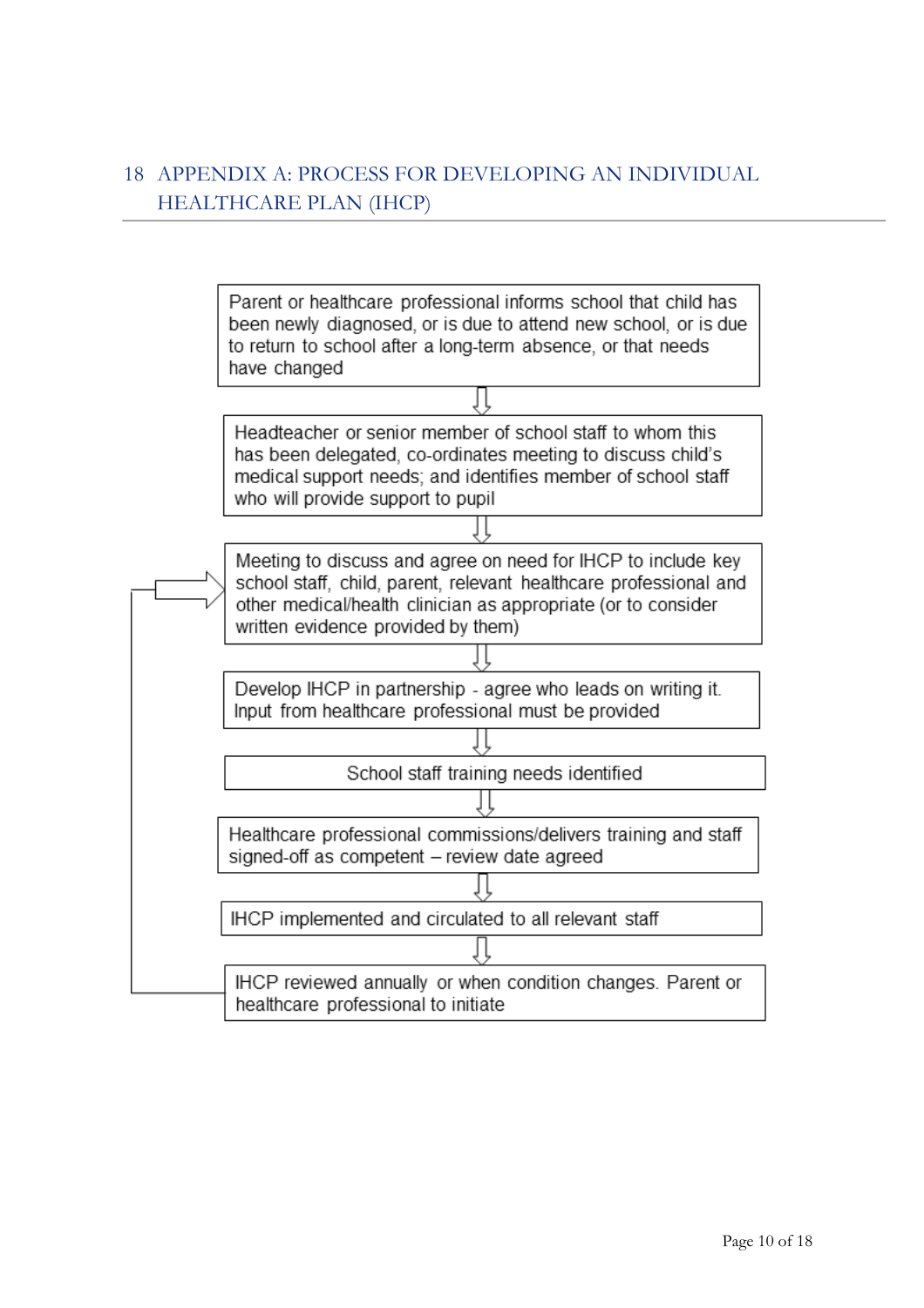## 18 APPENDIX A: PROCESS FOR DEVELOPING AN INDIVIDUAL HEALTHCARE PLAN (IHCP)

Parent or healthcare professional informs school that child has been newly diagnosed, or is due to attend new school, or is due to return to school after a long-term absence, or that needs have changed

⇩

Headteacher or senior member of school staff to whom this has been delegated, co-ordinates meeting to discuss child's medical support needs; and identifies member of school staff who will provide support to pupil

⇩

Meeting to discuss and agree on need for IHCP to include key school staff, child, parent, relevant healthcare professional and other medical/health clinician as appropriate (or to consider written evidence provided by them)

⇩

Develop IHCP in partnership - agree who leads on writing it. Input from healthcare professional must be provided

⇩

School staff training needs identified

⇩

Healthcare professional commissions/delivers training and staff signed-off as competent – review date agreed

⇩

IHCP implemented and circulated to all relevant staff

⇩

IHCP reviewed annually or when condition changes. Parent or healthcare professional to initiate

(Review loops back to: Meeting to discuss and agree on need for IHCP)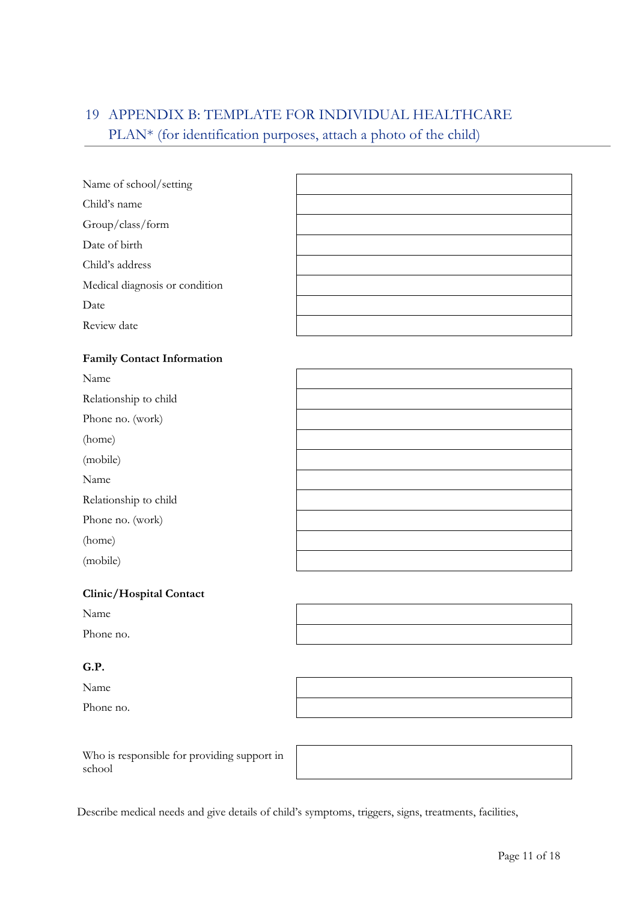## 19 APPENDIX B: TEMPLATE FOR INDIVIDUAL HEALTHCARE PLAN* (for identification purposes, attach a photo of the child)

| | |
|---|---|
| Name of school/setting | |
| Child's name | |
| Group/class/form | |
| Date of birth | |
| Child's address | |
| Medical diagnosis or condition | |
| Date | |
| Review date | |

**Family Contact Information**

| | |
|---|---|
| Name | |
| Relationship to child | |
| Phone no. (work) | |
| (home) | |
| (mobile) | |
| Name | |
| Relationship to child | |
| Phone no. (work) | |
| (home) | |
| (mobile) | |

**Clinic/Hospital Contact**

| | |
|---|---|
| Name | |
| Phone no. | |

**G.P.**

| | |
|---|---|
| Name | |
| Phone no. | |

| | |
|---|---|
| Who is responsible for providing support in school | |

Describe medical needs and give details of child's symptoms, triggers, signs, treatments, facilities,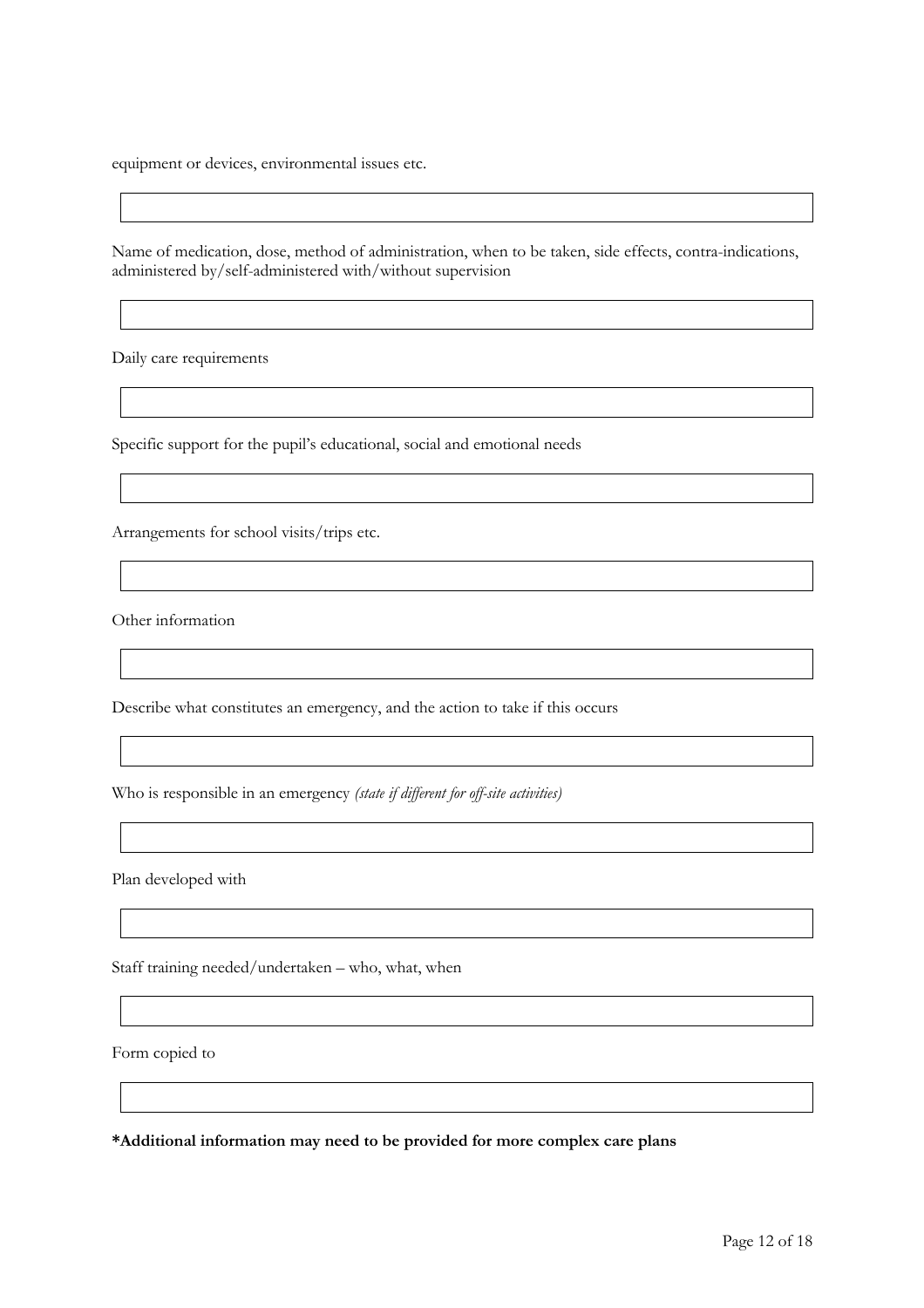equipment or devices, environmental issues etc.

| |
|---|
| |

Name of medication, dose, method of administration, when to be taken, side effects, contra-indications, administered by/self-administered with/without supervision

| |
|---|
| |

Daily care requirements

| |
|---|
| |

Specific support for the pupil's educational, social and emotional needs

| |
|---|
| |

Arrangements for school visits/trips etc.

| |
|---|
| |

Other information

| |
|---|
| |

Describe what constitutes an emergency, and the action to take if this occurs

| |
|---|
| |

Who is responsible in an emergency *(state if different for off-site activities)*

| |
|---|
| |

Plan developed with

| |
|---|
| |

Staff training needed/undertaken – who, what, when

| |
|---|
| |

Form copied to

| |
|---|
| |

**\*Additional information may need to be provided for more complex care plans**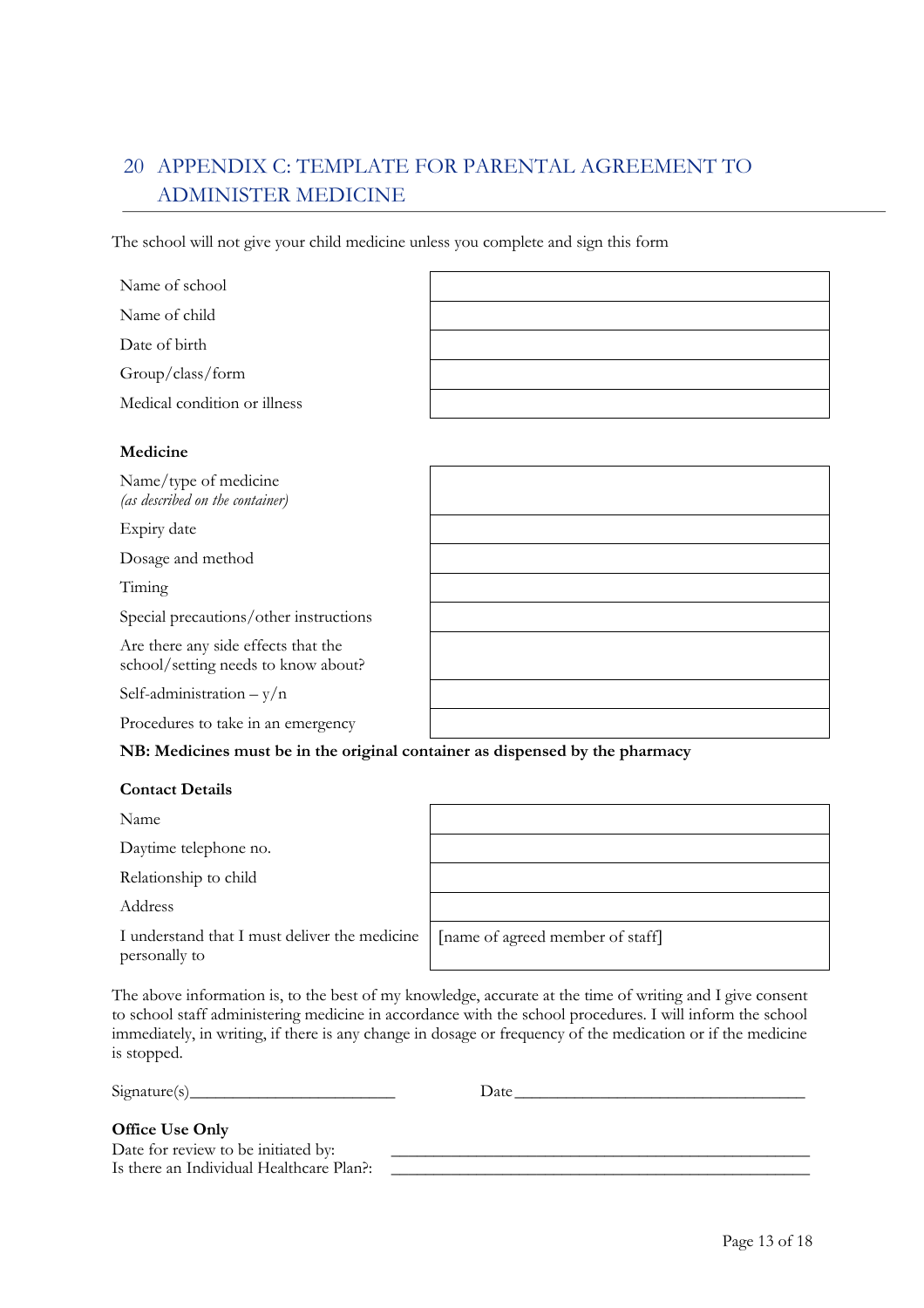## 20 APPENDIX C: TEMPLATE FOR PARENTAL AGREEMENT TO ADMINISTER MEDICINE

The school will not give your child medicine unless you complete and sign this form

| | |
|---|---|
| Name of school | |
| Name of child | |
| Date of birth | |
| Group/class/form | |
| Medical condition or illness | |

**Medicine**

| | |
|---|---|
| Name/type of medicine *(as described on the container)* | |
| Expiry date | |
| Dosage and method | |
| Timing | |
| Special precautions/other instructions | |
| Are there any side effects that the school/setting needs to know about? | |
| Self-administration – y/n | |
| Procedures to take in an emergency | |

**NB: Medicines must be in the original container as dispensed by the pharmacy**

**Contact Details**

| | |
|---|---|
| Name | |
| Daytime telephone no. | |
| Relationship to child | |
| Address | |
| I understand that I must deliver the medicine personally to | [name of agreed member of staff] |

The above information is, to the best of my knowledge, accurate at the time of writing and I give consent to school staff administering medicine in accordance with the school procedures. I will inform the school immediately, in writing, if there is any change in dosage or frequency of the medication or if the medicine is stopped.

Signature(s)________________________ Date___________________________________

**Office Use Only**

Date for review to be initiated by: __________________________________________________

Is there an Individual Healthcare Plan?: __________________________________________________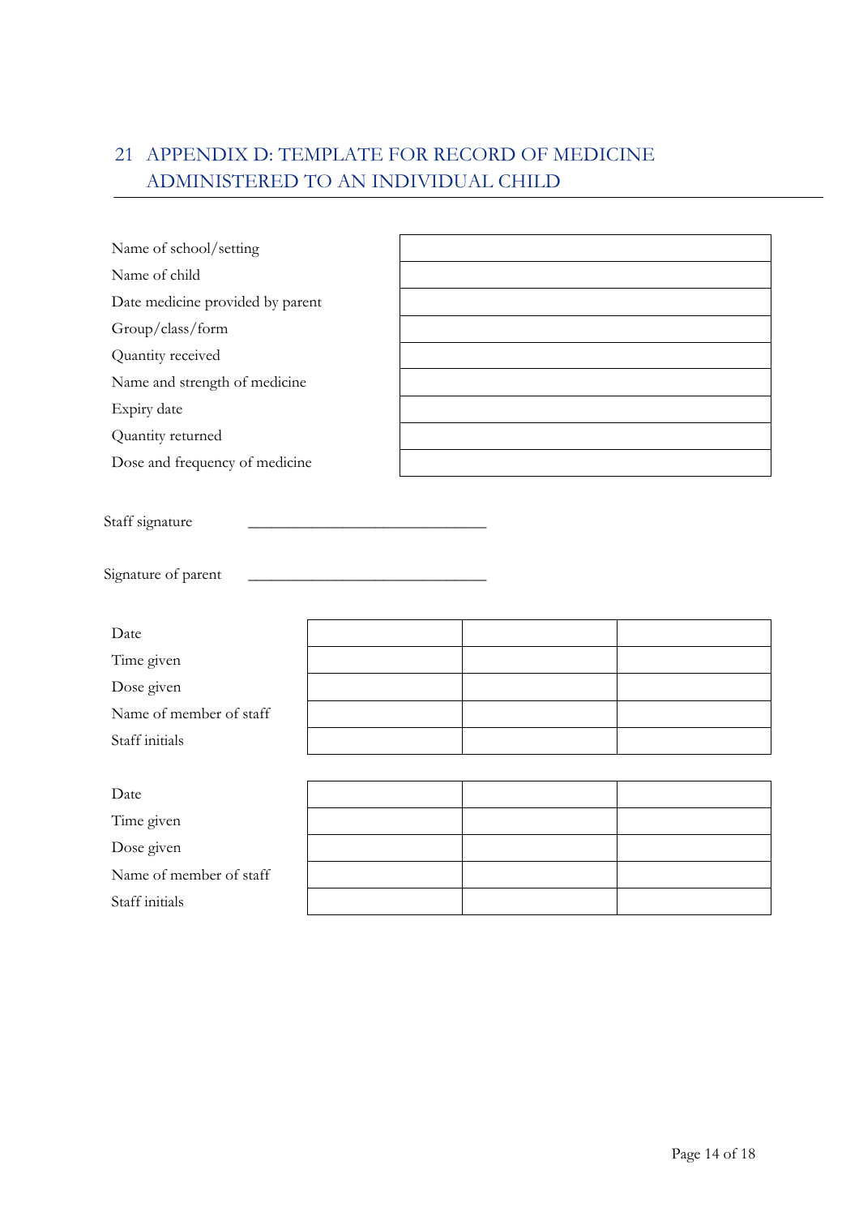## 21 APPENDIX D: TEMPLATE FOR RECORD OF MEDICINE ADMINISTERED TO AN INDIVIDUAL CHILD

| | |
|---|---|
| Name of school/setting | |
| Name of child | |
| Date medicine provided by parent | |
| Group/class/form | |
| Quantity received | |
| Name and strength of medicine | |
| Expiry date | |
| Quantity returned | |
| Dose and frequency of medicine | |

Staff signature ______________________________

Signature of parent ______________________________

| | | | |
|---|---|---|---|
| Date | | | |
| Time given | | | |
| Dose given | | | |
| Name of member of staff | | | |
| Staff initials | | | |

| | | | |
|---|---|---|---|
| Date | | | |
| Time given | | | |
| Dose given | | | |
| Name of member of staff | | | |
| Staff initials | | | |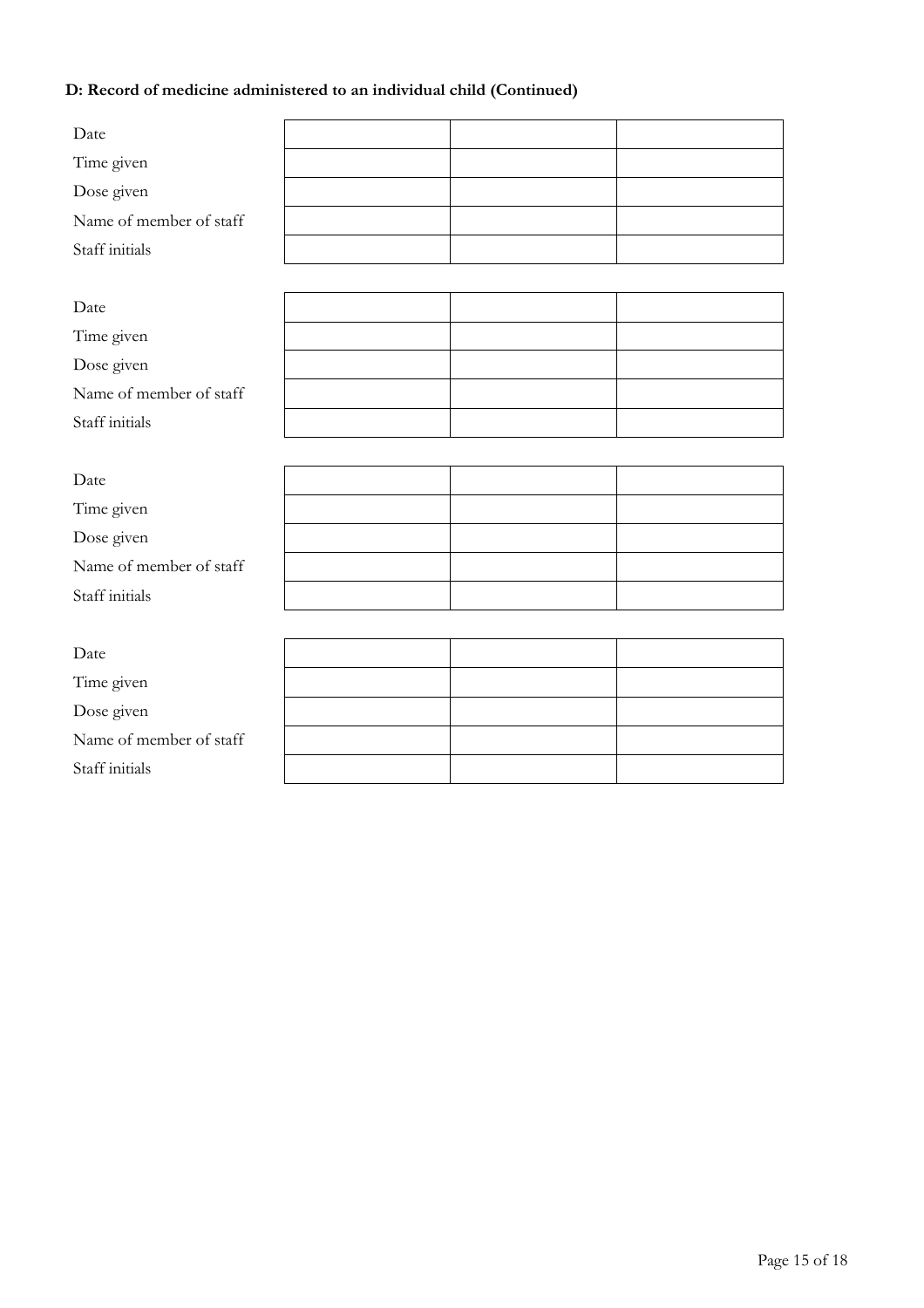**D: Record of medicine administered to an individual child (Continued)**

| | | | |
|---|---|---|---|
| Date | | | |
| Time given | | | |
| Dose given | | | |
| Name of member of staff | | | |
| Staff initials | | | |

| | | | |
|---|---|---|---|
| Date | | | |
| Time given | | | |
| Dose given | | | |
| Name of member of staff | | | |
| Staff initials | | | |

| | | | |
|---|---|---|---|
| Date | | | |
| Time given | | | |
| Dose given | | | |
| Name of member of staff | | | |
| Staff initials | | | |

| | | | |
|---|---|---|---|
| Date | | | |
| Time given | | | |
| Dose given | | | |
| Name of member of staff | | | |
| Staff initials | | | |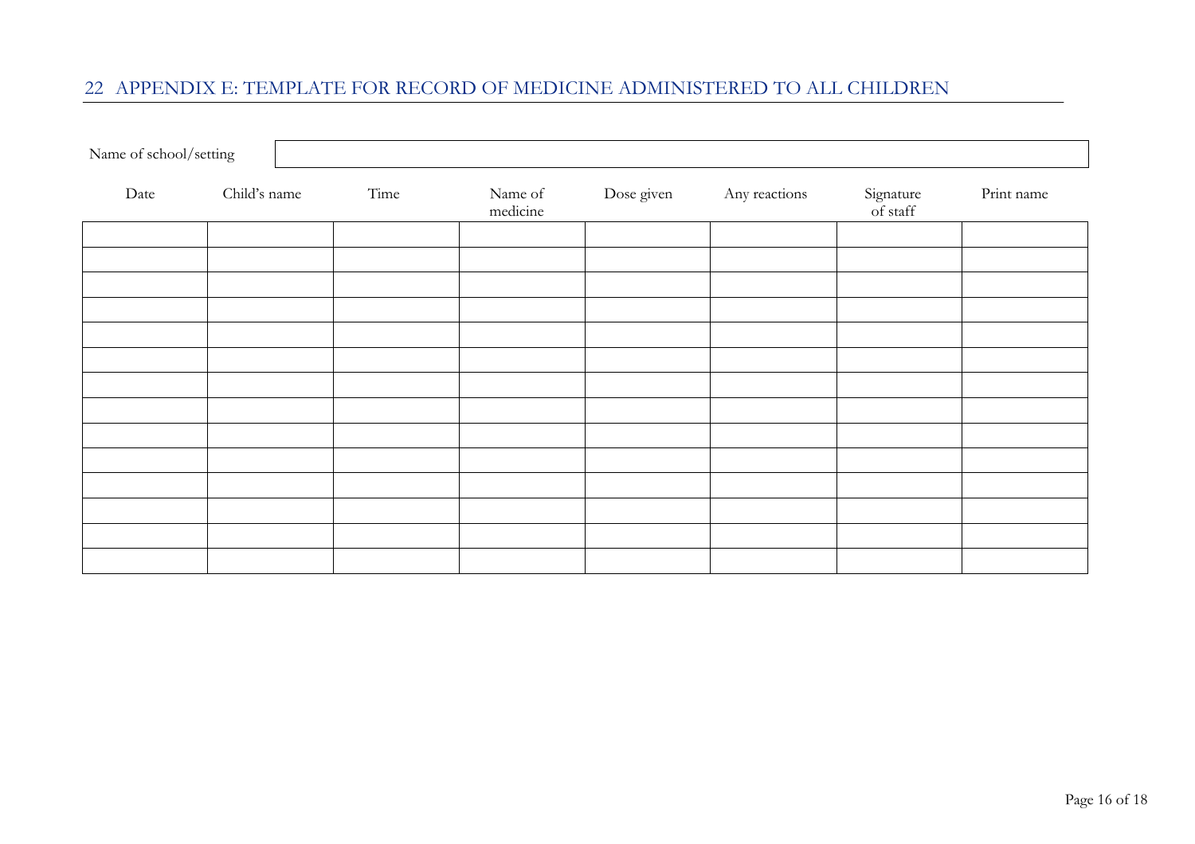## 22 APPENDIX E: TEMPLATE FOR RECORD OF MEDICINE ADMINISTERED TO ALL CHILDREN

| Name of school/setting | |
|---|---|

| Date | Child's name | Time | Name of medicine | Dose given | Any reactions | Signature of staff | Print name |
|---|---|---|---|---|---|---|---|
| | | | | | | | |
| | | | | | | | |
| | | | | | | | |
| | | | | | | | |
| | | | | | | | |
| | | | | | | | |
| | | | | | | | |
| | | | | | | | |
| | | | | | | | |
| | | | | | | | |
| | | | | | | | |
| | | | | | | | |
| | | | | | | | |
| | | | | | | | |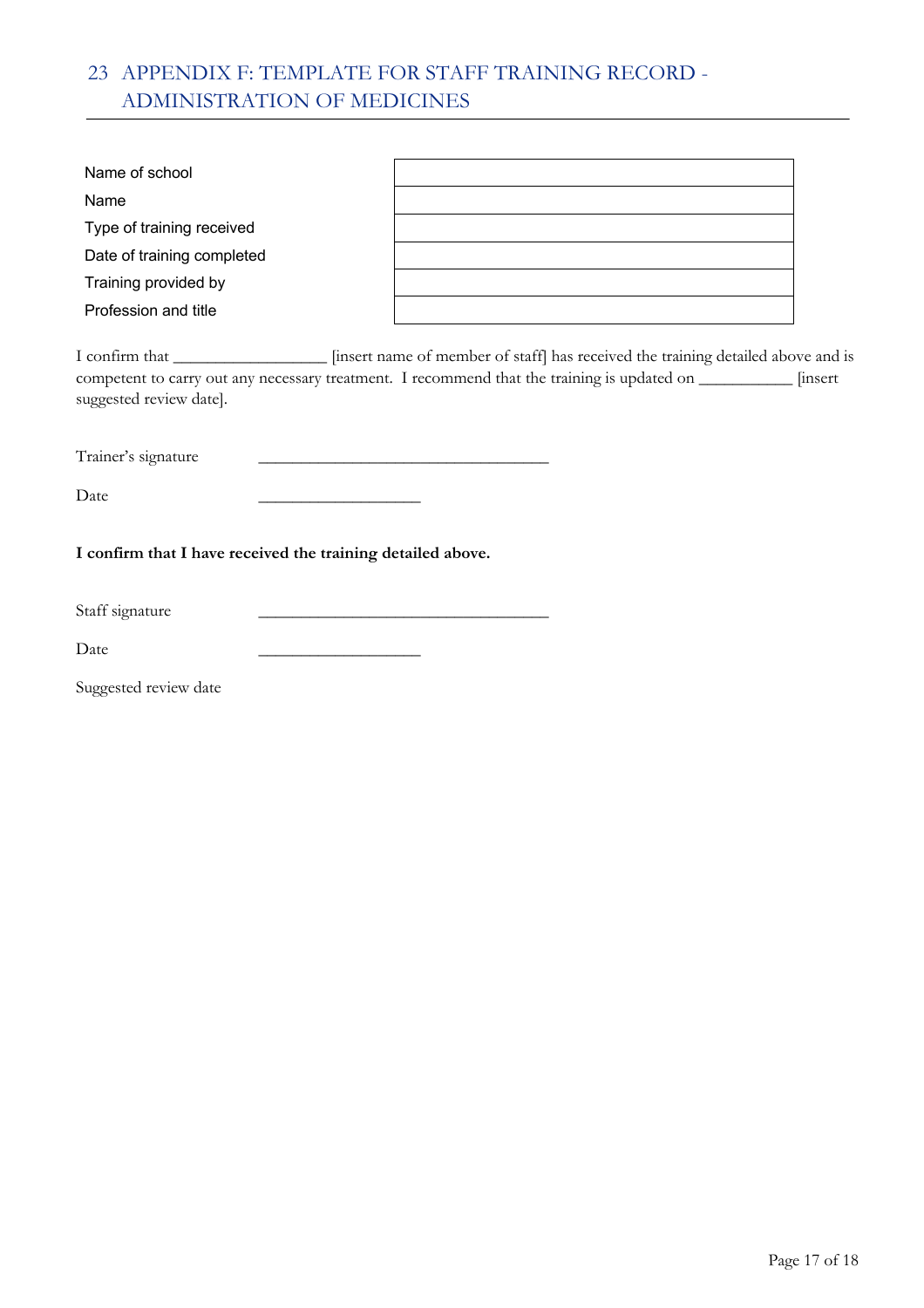## 23 APPENDIX F: TEMPLATE FOR STAFF TRAINING RECORD - ADMINISTRATION OF MEDICINES

| | |
|---|---|
| Name of school | |
| Name | |
| Type of training received | |
| Date of training completed | |
| Training provided by | |
| Profession and title | |

I confirm that ________________ [insert name of member of staff] has received the training detailed above and is competent to carry out any necessary treatment. I recommend that the training is updated on __________ [insert suggested review date].

Trainer's signature ______________________________

Date _________________

**I confirm that I have received the training detailed above.**

Staff signature ______________________________

Date _________________

Suggested review date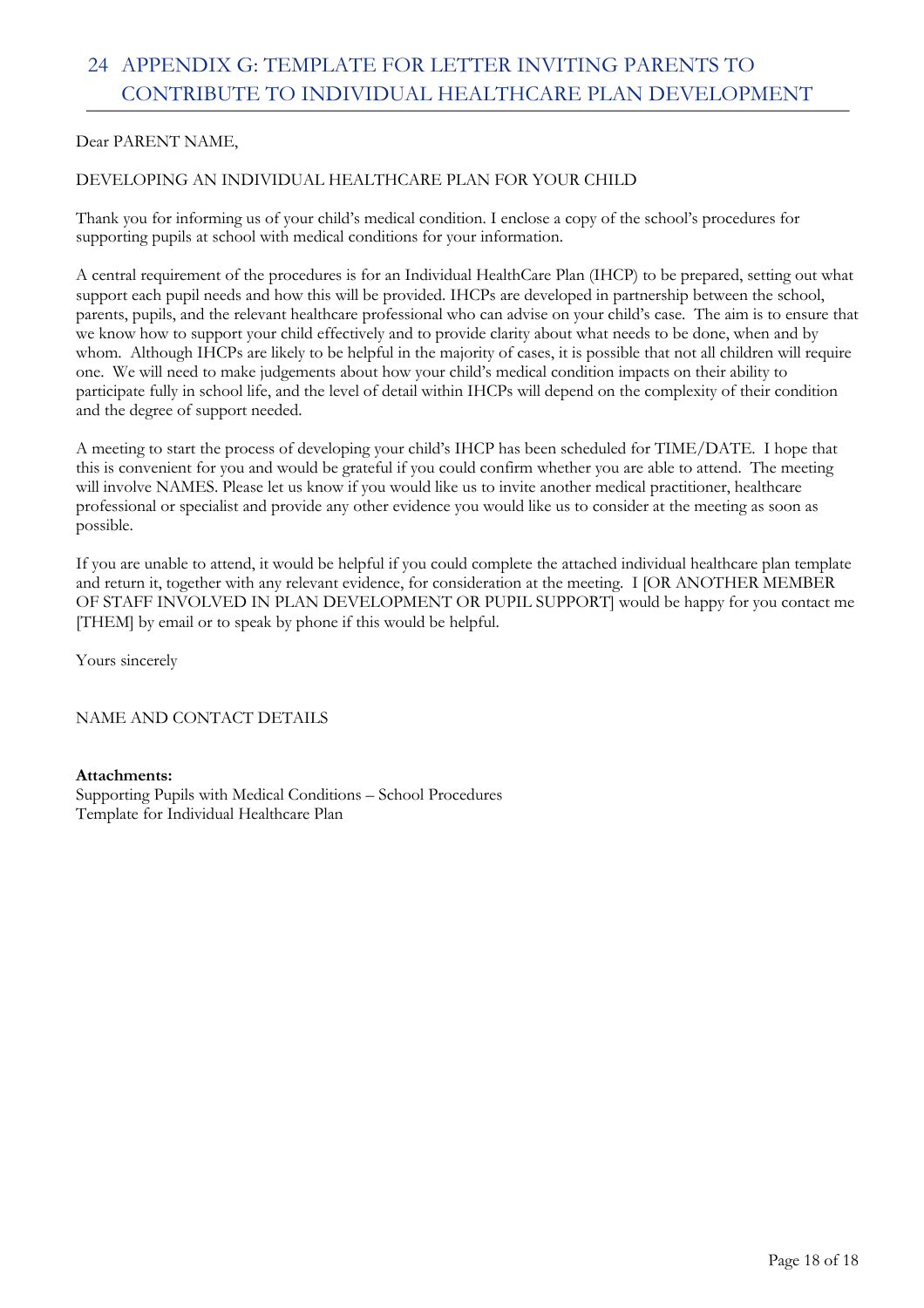# 24 APPENDIX G: TEMPLATE FOR LETTER INVITING PARENTS TO CONTRIBUTE TO INDIVIDUAL HEALTHCARE PLAN DEVELOPMENT

Dear PARENT NAME,

DEVELOPING AN INDIVIDUAL HEALTHCARE PLAN FOR YOUR CHILD

Thank you for informing us of your child's medical condition. I enclose a copy of the school's procedures for supporting pupils at school with medical conditions for your information.

A central requirement of the procedures is for an Individual HealthCare Plan (IHCP) to be prepared, setting out what support each pupil needs and how this will be provided. IHCPs are developed in partnership between the school, parents, pupils, and the relevant healthcare professional who can advise on your child's case. The aim is to ensure that we know how to support your child effectively and to provide clarity about what needs to be done, when and by whom. Although IHCPs are likely to be helpful in the majority of cases, it is possible that not all children will require one. We will need to make judgements about how your child's medical condition impacts on their ability to participate fully in school life, and the level of detail within IHCPs will depend on the complexity of their condition and the degree of support needed.

A meeting to start the process of developing your child's IHCP has been scheduled for TIME/DATE. I hope that this is convenient for you and would be grateful if you could confirm whether you are able to attend. The meeting will involve NAMES. Please let us know if you would like us to invite another medical practitioner, healthcare professional or specialist and provide any other evidence you would like us to consider at the meeting as soon as possible.

If you are unable to attend, it would be helpful if you could complete the attached individual healthcare plan template and return it, together with any relevant evidence, for consideration at the meeting. I [OR ANOTHER MEMBER OF STAFF INVOLVED IN PLAN DEVELOPMENT OR PUPIL SUPPORT] would be happy for you contact me [THEM] by email or to speak by phone if this would be helpful.

Yours sincerely

NAME AND CONTACT DETAILS

**Attachments:**
Supporting Pupils with Medical Conditions – School Procedures
Template for Individual Healthcare Plan